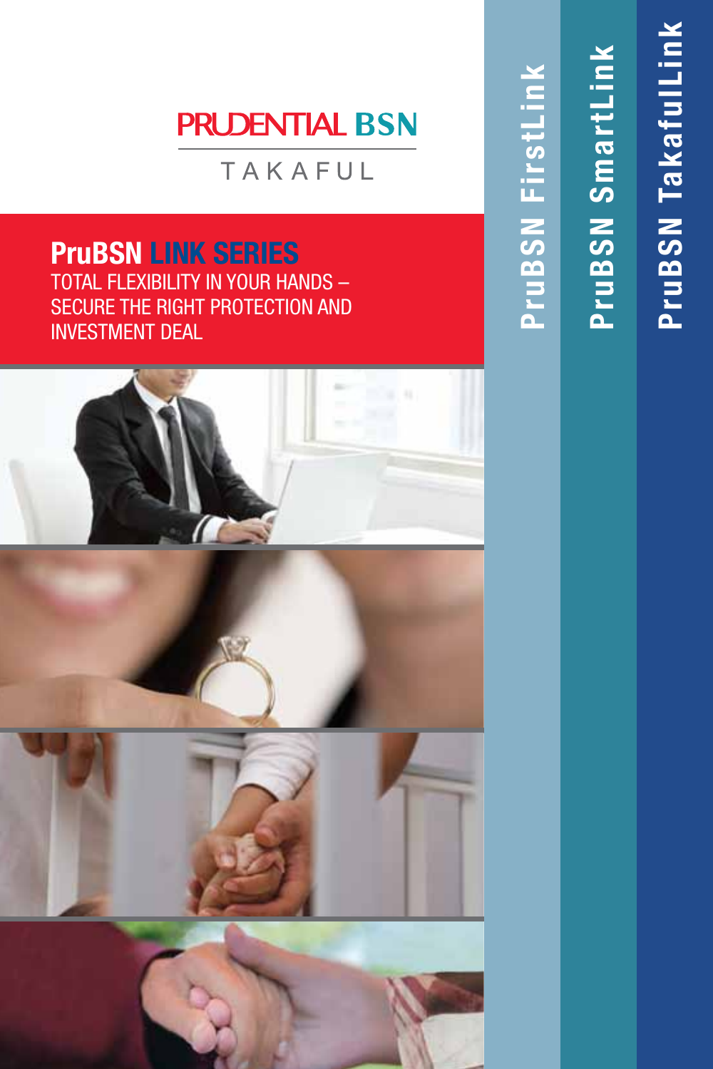PRUDENTIAL BSN

TAKAFUL

# PruBSN LINK SERIES

TOTAL FLEXIBILITY IN YOUR HANDS – SECURE THE RIGHT PROTECTION AND INVESTMENT DEAL

PruBSN FirstLink

PruBSN SmartLink

PruBSN TakafulLink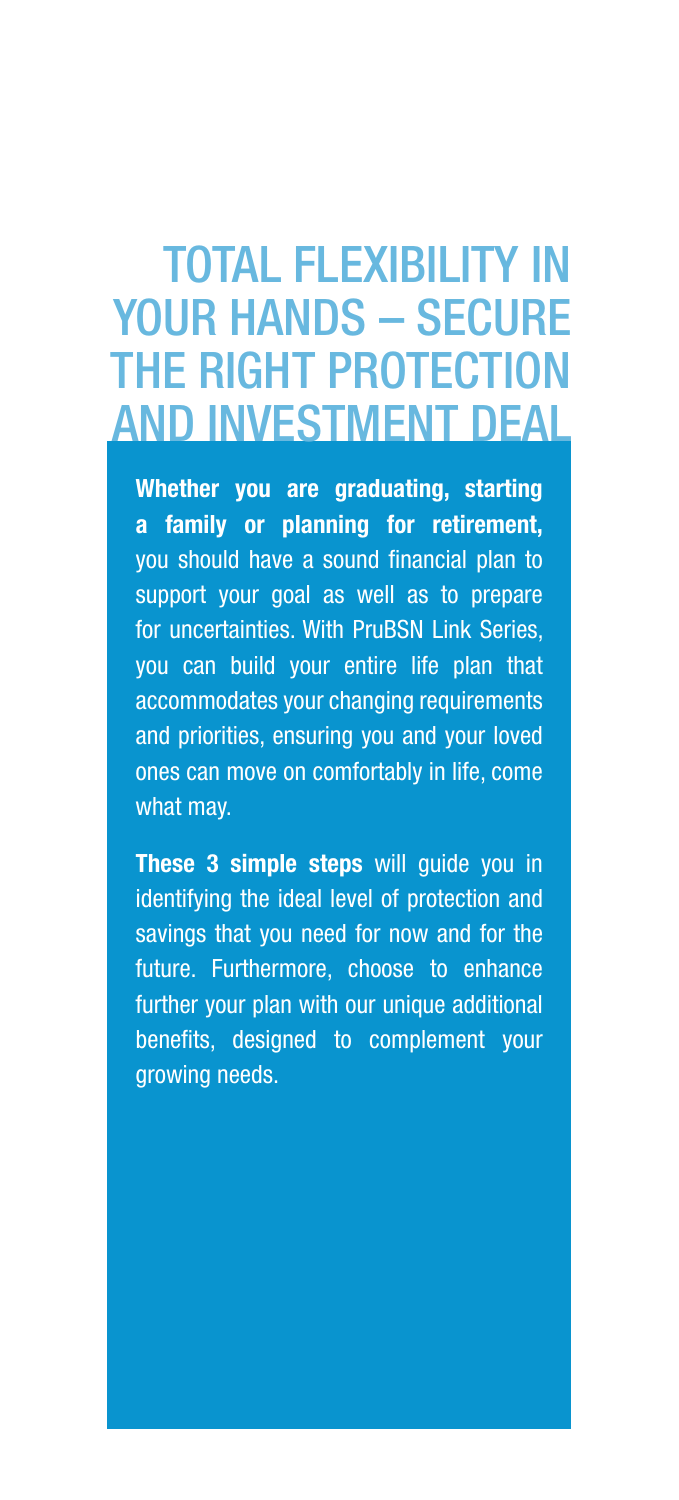# TOTAL FLEXIBILITY IN YOUR HANDS – SECURE THE RIGHT PROTECTION AND INVESTMENT DEAL

**Whether you are graduating, starting a family or planning for retirement,** you should have a sound financial plan to support your goal as well as to prepare for uncertainties. With PruBSN Link Series, you can build your entire life plan that accommodates your changing requirements and priorities, ensuring you and your loved ones can move on comfortably in life, come what may.

**These 3 simple steps** will guide you in identifying the ideal level of protection and savings that you need for now and for the future. Furthermore, choose to enhance further your plan with our unique additional benefits, designed to complement your growing needs.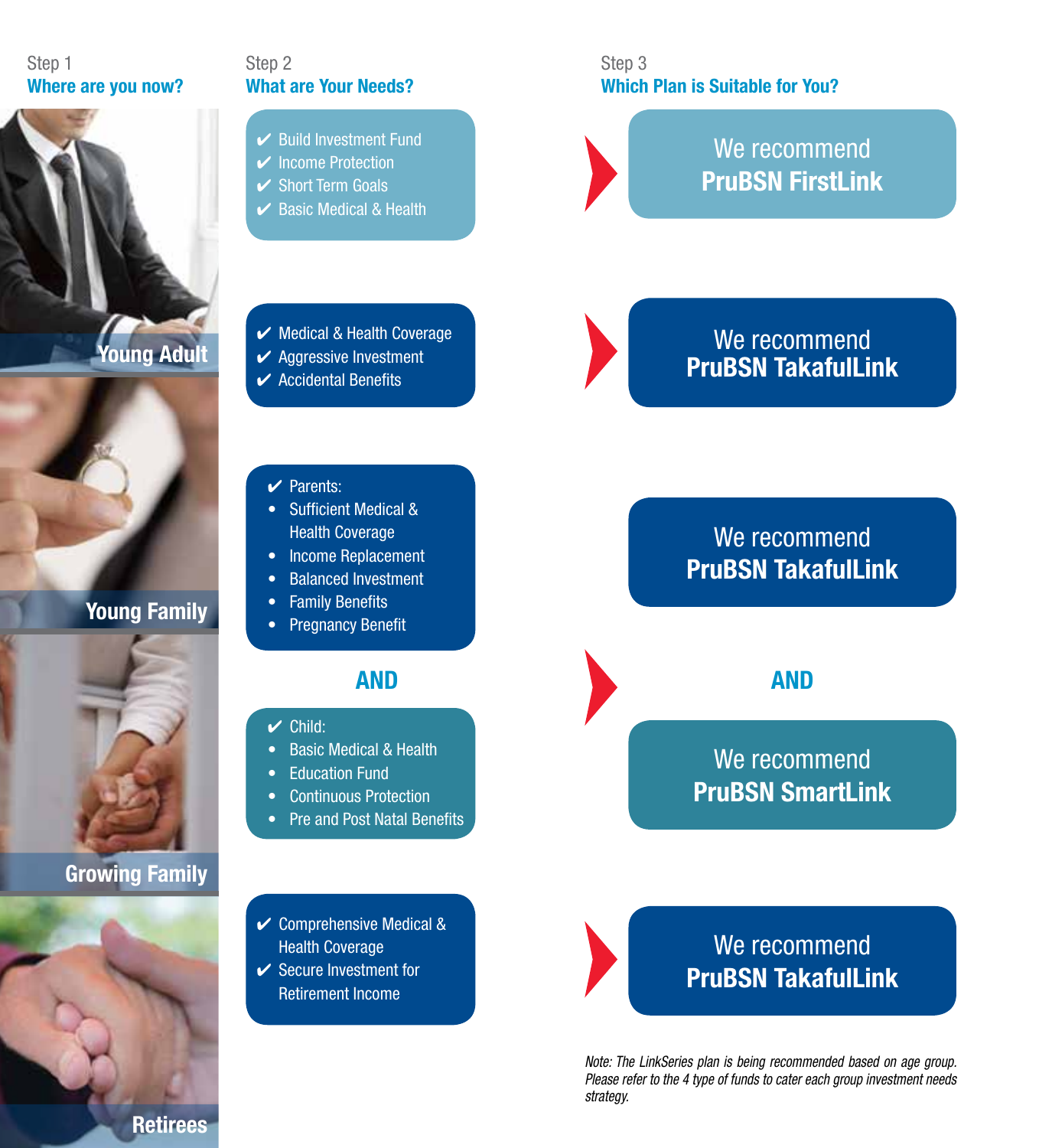## Step 1 – Where are you now?

## Step 2 – What are Your Needs?

## Step 3 – Which Plan is Suitable for You?

### Young Adult

- ✔ Build Investment Fund
- ✔ Income Protection
- ✔ Short Term Goals
- ✔ Basic Medical & Health

**We recommend PruBSN FirstLink**

### Young Family

- ✔ Medical & Health Coverage
- ✔ Aggressive Investment
- ✔ Accidental Benefits

**We recommend PruBSN TakafulLink**

### Growing Family

✔ Parents:

- Sufficient Medical & Health Coverage
- Income Replacement
- Balanced Investment
- Family Benefits
- Pregnancy Benefit

**We recommend PruBSN TakafulLink**

**AND**

✔ Child:

- Basic Medical & Health
- Education Fund
- Continuous Protection
- Pre and Post Natal Benefits

**We recommend PruBSN SmartLink**

### Retirees

- ✔ Comprehensive Medical & Health Coverage
- ✔ Secure Investment for Retirement Income

**We recommend PruBSN TakafulLink**

*Note: The LinkSeries plan is being recommended based on age group. Please refer to the 4 type of funds to cater each group investment needs strategy.*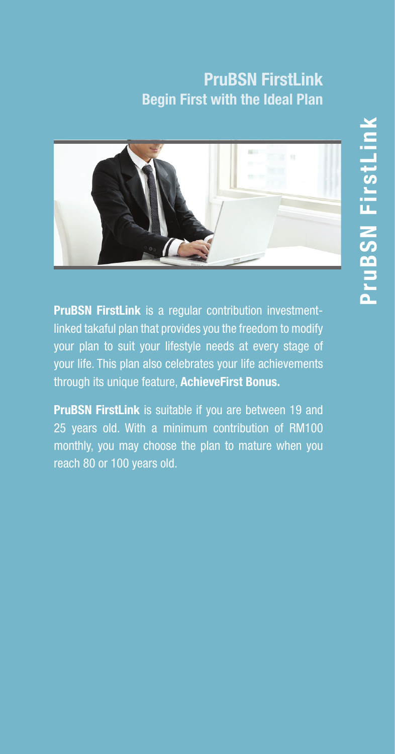# PruBSN FirstLink

## Begin First with the Ideal Plan

**PruBSN FirstLink** is a regular contribution investment-linked takaful plan that provides you the freedom to modify your plan to suit your lifestyle needs at every stage of your life. This plan also celebrates your life achievements through its unique feature, **AchieveFirst Bonus.**

**PruBSN FirstLink** is suitable if you are between 19 and 25 years old. With a minimum contribution of RM100 monthly, you may choose the plan to mature when you reach 80 or 100 years old.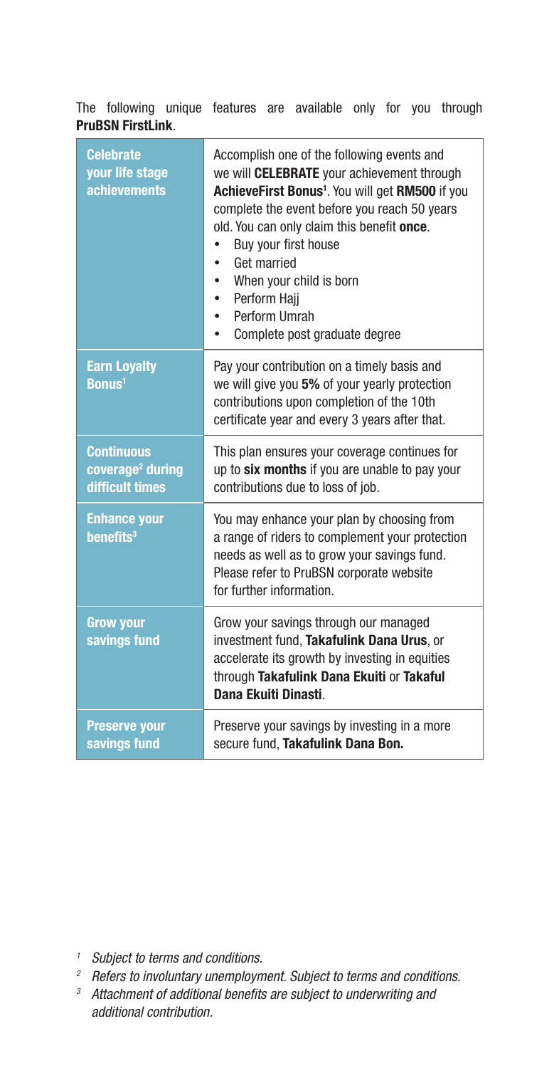The following unique features are available only for you through **PruBSN FirstLink**.

| | |
|---|---|
| **Celebrate your life stage achievements** | Accomplish one of the following events and we will **CELEBRATE** your achievement through **AchieveFirst Bonus**[1]. You will get **RM500** if you complete the event before you reach 50 years old. You can only claim this benefit **once**.<br>• Buy your first house<br>• Get married<br>• When your child is born<br>• Perform Hajj<br>• Perform Umrah<br>• Complete post graduate degree |
| **Earn Loyalty Bonus**[1] | Pay your contribution on a timely basis and we will give you **5%** of your yearly protection contributions upon completion of the 10th certificate year and every 3 years after that. |
| **Continuous coverage**[2] **during difficult times** | This plan ensures your coverage continues for up to **six months** if you are unable to pay your contributions due to loss of job. |
| **Enhance your benefits**[3] | You may enhance your plan by choosing from a range of riders to complement your protection needs as well as to grow your savings fund. Please refer to PruBSN corporate website for further information. |
| **Grow your savings fund** | Grow your savings through our managed investment fund, **Takafulink Dana Urus**, or accelerate its growth by investing in equities through **Takafulink Dana Ekuiti** or **Takaful Dana Ekuiti Dinasti**. |
| **Preserve your savings fund** | Preserve your savings by investing in a more secure fund, **Takafulink Dana Bon.** |

[1] *Subject to terms and conditions.*

[2] *Refers to involuntary unemployment. Subject to terms and conditions.*

[3] *Attachment of additional benefits are subject to underwriting and additional contribution.*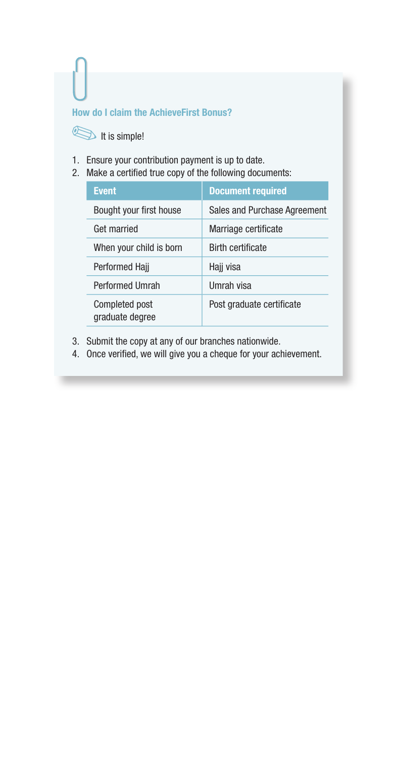### How do I claim the AchieveFirst Bonus?

It is simple!

1. Ensure your contribution payment is up to date.
2. Make a certified true copy of the following documents:

| Event | Document required |
|---|---|
| Bought your first house | Sales and Purchase Agreement |
| Get married | Marriage certificate |
| When your child is born | Birth certificate |
| Performed Hajj | Hajj visa |
| Performed Umrah | Umrah visa |
| Completed post graduate degree | Post graduate certificate |

3. Submit the copy at any of our branches nationwide.
4. Once verified, we will give you a cheque for your achievement.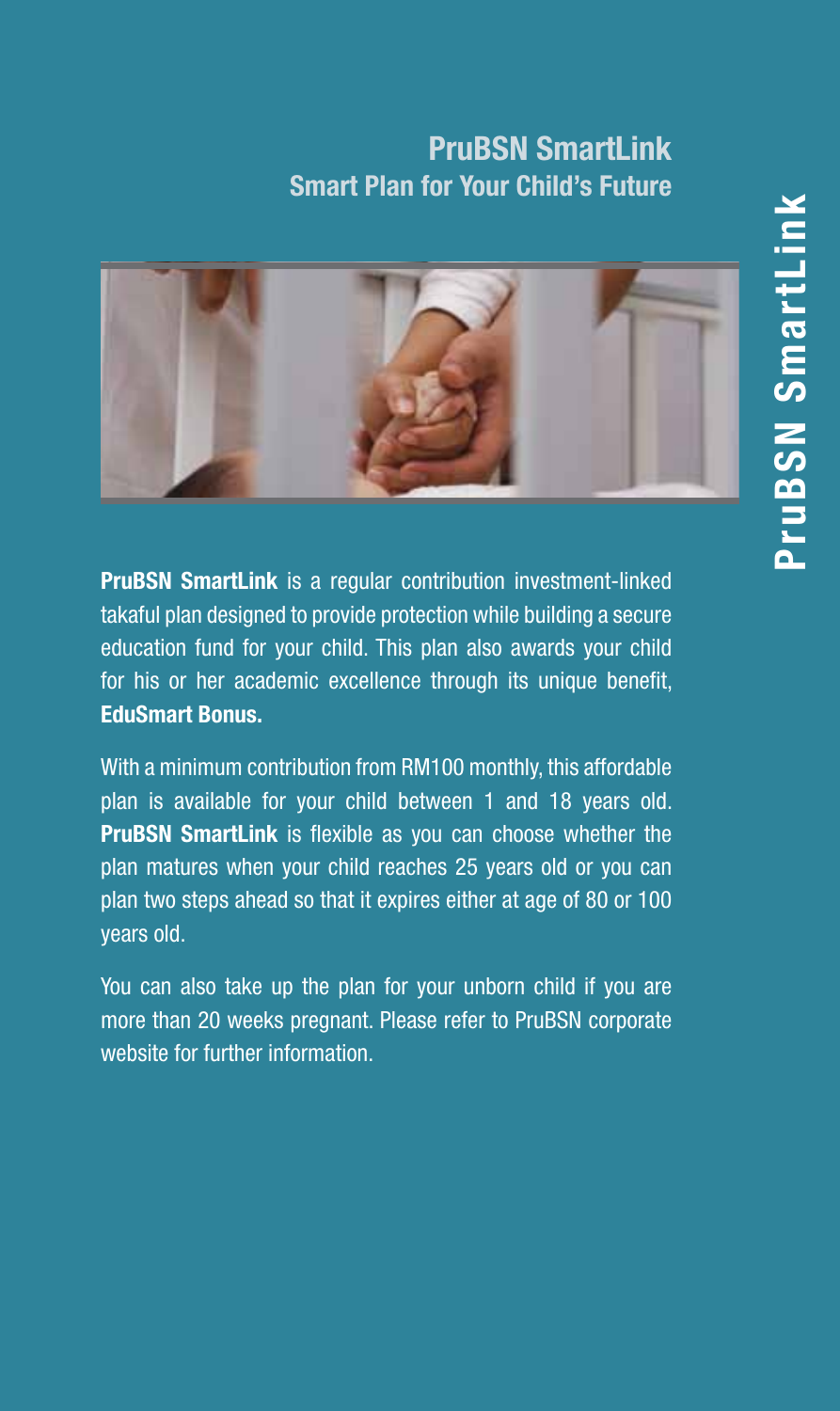# PruBSN SmartLink

## Smart Plan for Your Child's Future

**PruBSN SmartLink** is a regular contribution investment-linked takaful plan designed to provide protection while building a secure education fund for your child. This plan also awards your child for his or her academic excellence through its unique benefit, **EduSmart Bonus.**

With a minimum contribution from RM100 monthly, this affordable plan is available for your child between 1 and 18 years old. **PruBSN SmartLink** is flexible as you can choose whether the plan matures when your child reaches 25 years old or you can plan two steps ahead so that it expires either at age of 80 or 100 years old.

You can also take up the plan for your unborn child if you are more than 20 weeks pregnant. Please refer to PruBSN corporate website for further information.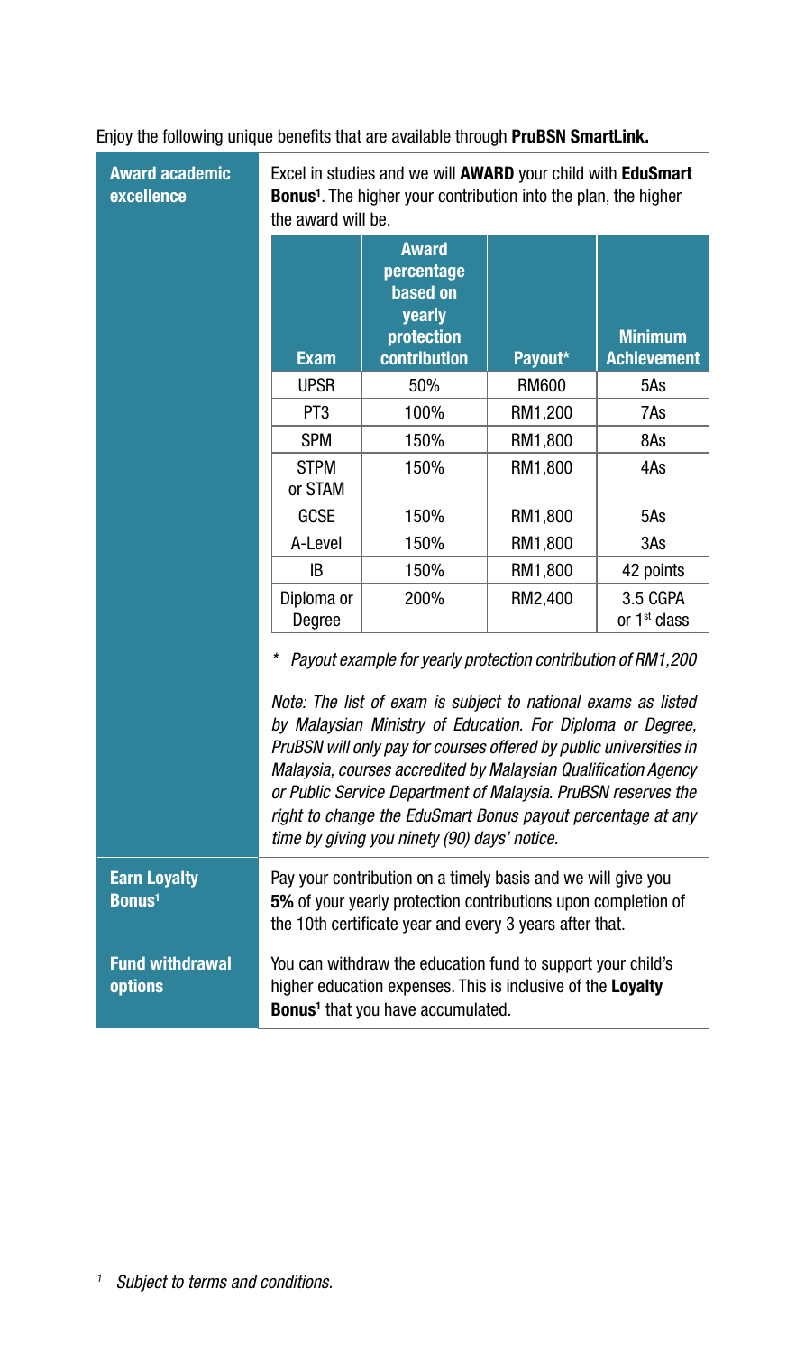Enjoy the following unique benefits that are available through **PruBSN SmartLink.**

**Award academic excellence**

Excel in studies and we will **AWARD** your child with **EduSmart Bonus**[1]. The higher your contribution into the plan, the higher the award will be.

| Exam | Award percentage based on yearly protection contribution | Payout* | Minimum Achievement |
|---|---|---|---|
| UPSR | 50% | RM600 | 5As |
| PT3 | 100% | RM1,200 | 7As |
| SPM | 150% | RM1,800 | 8As |
| STPM or STAM | 150% | RM1,800 | 4As |
| GCSE | 150% | RM1,800 | 5As |
| A-Level | 150% | RM1,800 | 3As |
| IB | 150% | RM1,800 | 42 points |
| Diploma or Degree | 200% | RM2,400 | 3.5 CGPA or 1st class |

*\* Payout example for yearly protection contribution of RM1,200*

*Note: The list of exam is subject to national exams as listed by Malaysian Ministry of Education. For Diploma or Degree, PruBSN will only pay for courses offered by public universities in Malaysia, courses accredited by Malaysian Qualification Agency or Public Service Department of Malaysia. PruBSN reserves the right to change the EduSmart Bonus payout percentage at any time by giving you ninety (90) days' notice.*

**Earn Loyalty Bonus**[1]

Pay your contribution on a timely basis and we will give you **5%** of your yearly protection contributions upon completion of the 10th certificate year and every 3 years after that.

**Fund withdrawal options**

You can withdraw the education fund to support your child's higher education expenses. This is inclusive of the **Loyalty Bonus**[1] that you have accumulated.

[1] *Subject to terms and conditions.*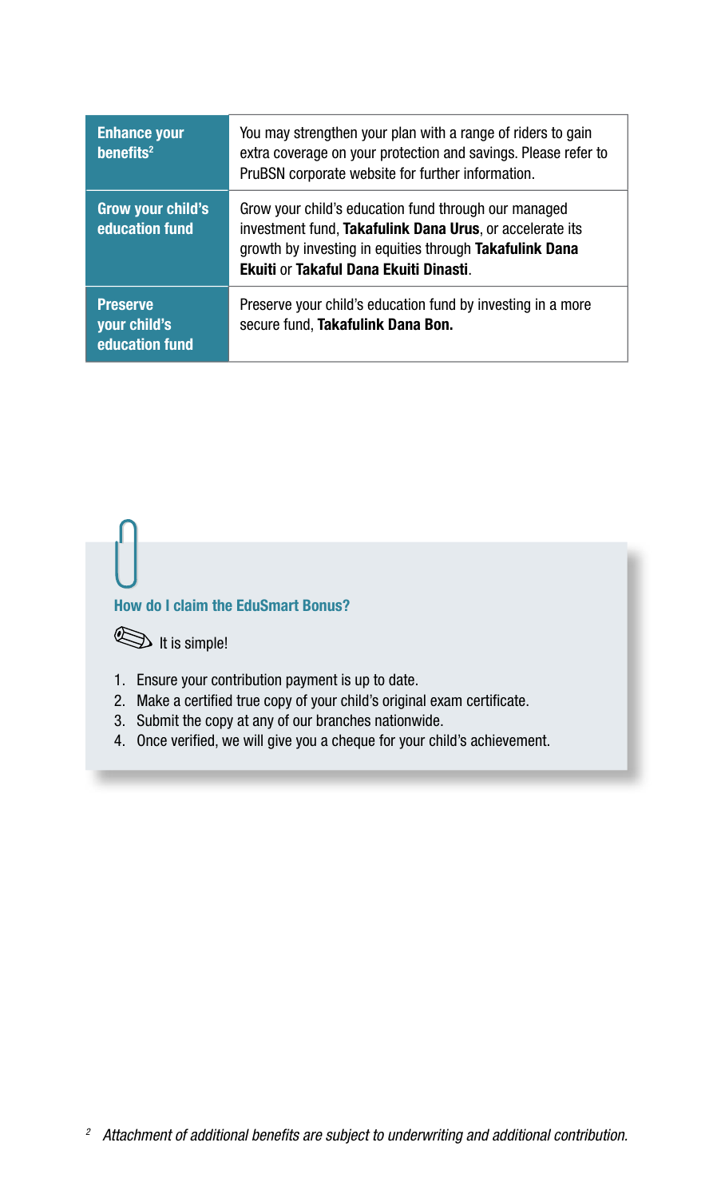| | |
|---|---|
| **Enhance your benefits**[2] | You may strengthen your plan with a range of riders to gain extra coverage on your protection and savings. Please refer to PruBSN corporate website for further information. |
| **Grow your child's education fund** | Grow your child's education fund through our managed investment fund, **Takafulink Dana Urus**, or accelerate its growth by investing in equities through **Takafulink Dana Ekuiti** or **Takaful Dana Ekuiti Dinasti**. |
| **Preserve your child's education fund** | Preserve your child's education fund by investing in a more secure fund, **Takafulink Dana Bon.** |

### How do I claim the EduSmart Bonus?

It is simple!

1. Ensure your contribution payment is up to date.
2. Make a certified true copy of your child's original exam certificate.
3. Submit the copy at any of our branches nationwide.
4. Once verified, we will give you a cheque for your child's achievement.

[2] *Attachment of additional benefits are subject to underwriting and additional contribution.*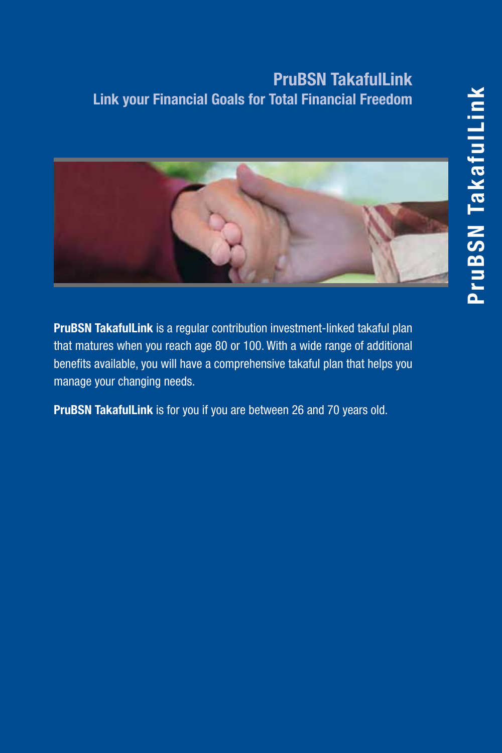## PruBSN TakafulLink

### Link your Financial Goals for Total Financial Freedom

**PruBSN TakafulLink** is a regular contribution investment-linked takaful plan that matures when you reach age 80 or 100. With a wide range of additional benefits available, you will have a comprehensive takaful plan that helps you manage your changing needs.

**PruBSN TakafulLink** is for you if you are between 26 and 70 years old.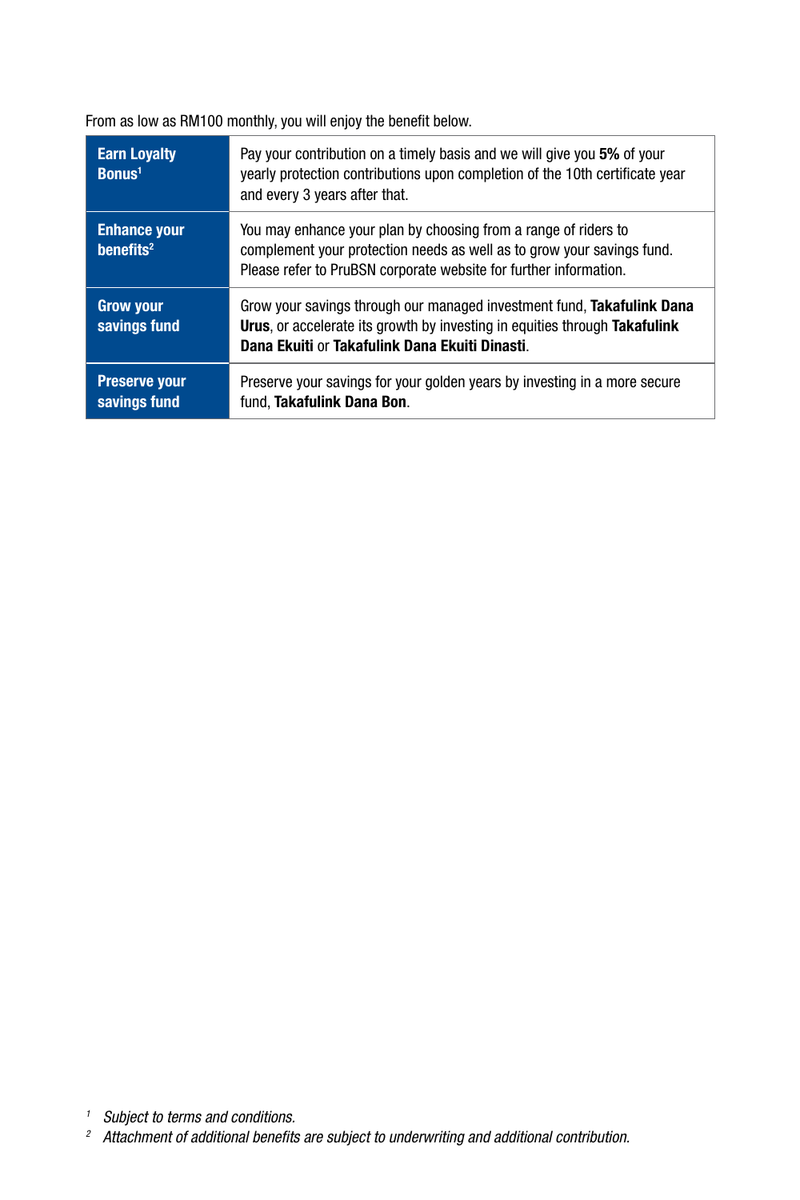From as low as RM100 monthly, you will enjoy the benefit below.

| | |
|---|---|
| **Earn Loyalty Bonus[1]** | Pay your contribution on a timely basis and we will give you **5%** of your yearly protection contributions upon completion of the 10th certificate year and every 3 years after that. |
| **Enhance your benefits[2]** | You may enhance your plan by choosing from a range of riders to complement your protection needs as well as to grow your savings fund. Please refer to PruBSN corporate website for further information. |
| **Grow your savings fund** | Grow your savings through our managed investment fund, **Takafulink Dana Urus**, or accelerate its growth by investing in equities through **Takafulink Dana Ekuiti** or **Takafulink Dana Ekuiti Dinasti**. |
| **Preserve your savings fund** | Preserve your savings for your golden years by investing in a more secure fund, **Takafulink Dana Bon**. |

*[1] Subject to terms and conditions.*

*[2] Attachment of additional benefits are subject to underwriting and additional contribution.*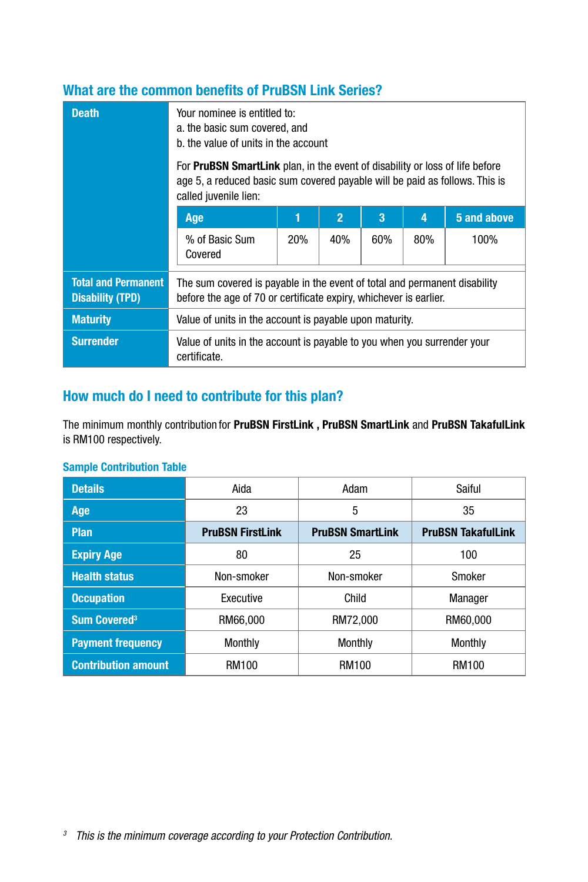## What are the common benefits of PruBSN Link Series?

| | |
|---|---|
| **Death** | Your nominee is entitled to:<br>a. the basic sum covered, and<br>b. the value of units in the account<br><br>For **PruBSN SmartLink** plan, in the event of disability or loss of life before age 5, a reduced basic sum covered payable will be paid as follows. This is called juvenile lien:<br><br>Age: 1 / 2 / 3 / 4 / 5 and above<br>% of Basic Sum Covered: 20% / 40% / 60% / 80% / 100% |
| **Total and Permanent Disability (TPD)** | The sum covered is payable in the event of total and permanent disability before the age of 70 or certificate expiry, whichever is earlier. |
| **Maturity** | Value of units in the account is payable upon maturity. |
| **Surrender** | Value of units in the account is payable to you when you surrender your certificate. |

Juvenile lien:

| Age | 1 | 2 | 3 | 4 | 5 and above |
|---|---|---|---|---|---|
| % of Basic Sum Covered | 20% | 40% | 60% | 80% | 100% |

## How much do I need to contribute for this plan?

The minimum monthly contribution for **PruBSN FirstLink** , **PruBSN SmartLink** and **PruBSN TakafulLink** is RM100 respectively.

### Sample Contribution Table

| Details | Aida | Adam | Saiful |
|---|---|---|---|
| **Age** | 23 | 5 | 35 |
| **Plan** | **PruBSN FirstLink** | **PruBSN SmartLink** | **PruBSN TakafulLink** |
| **Expiry Age** | 80 | 25 | 100 |
| **Health status** | Non-smoker | Non-smoker | Smoker |
| **Occupation** | Executive | Child | Manager |
| **Sum Covered**[3] | RM66,000 | RM72,000 | RM60,000 |
| **Payment frequency** | Monthly | Monthly | Monthly |
| **Contribution amount** | RM100 | RM100 | RM100 |

[3] *This is the minimum coverage according to your Protection Contribution.*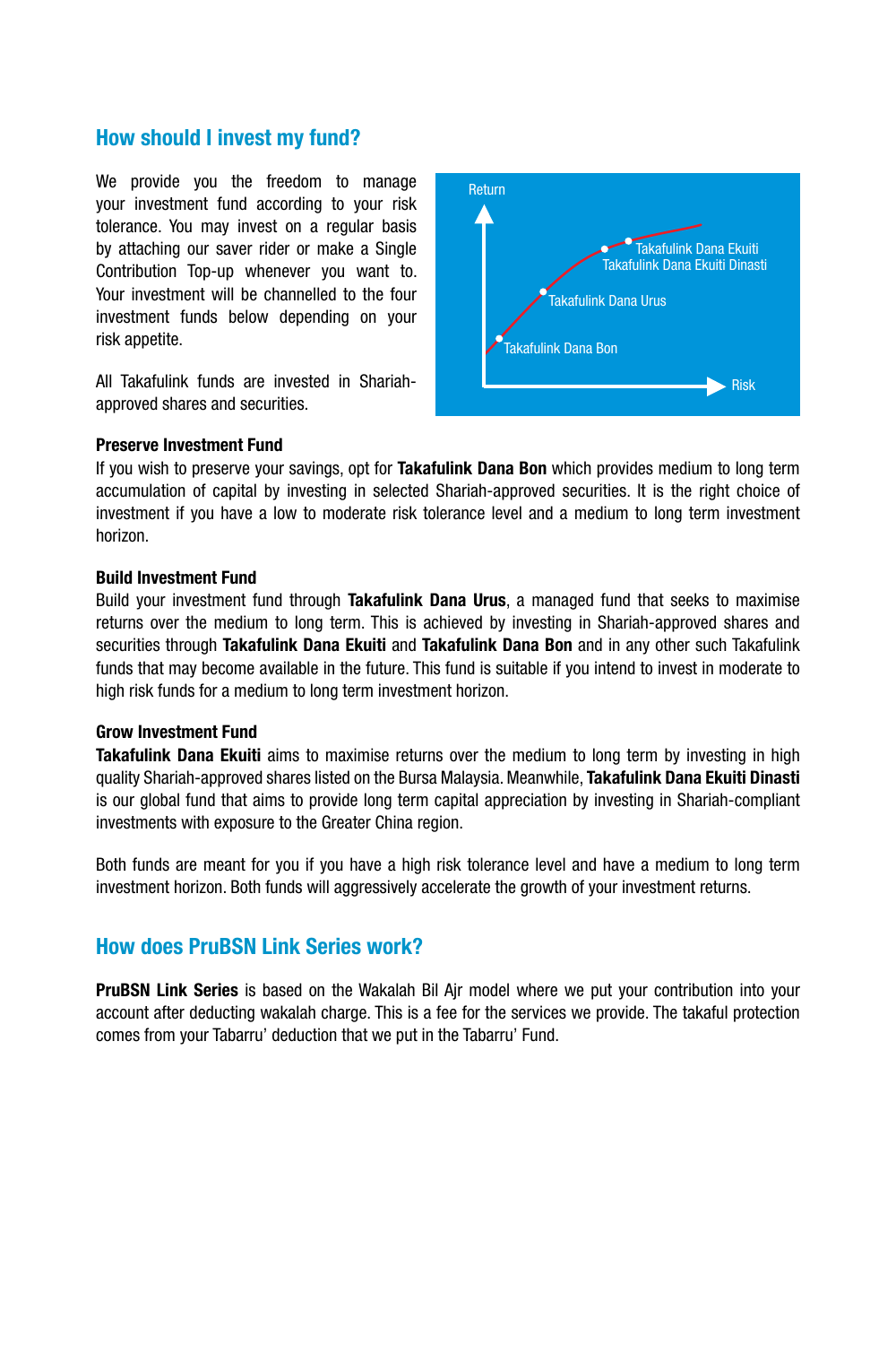## How should I invest my fund?

We provide you the freedom to manage your investment fund according to your risk tolerance. You may invest on a regular basis by attaching our saver rider or make a Single Contribution Top-up whenever you want to. Your investment will be channelled to the four investment funds below depending on your risk appetite.

All Takafulink funds are invested in Shariah-approved shares and securities.

Return

Takafulink Dana Ekuiti
Takafulink Dana Ekuiti Dinasti

Takafulink Dana Urus

Takafulink Dana Bon

Risk

**Preserve Investment Fund**

If you wish to preserve your savings, opt for **Takafulink Dana Bon** which provides medium to long term accumulation of capital by investing in selected Shariah-approved securities. It is the right choice of investment if you have a low to moderate risk tolerance level and a medium to long term investment horizon.

**Build Investment Fund**

Build your investment fund through **Takafulink Dana Urus**, a managed fund that seeks to maximise returns over the medium to long term. This is achieved by investing in Shariah-approved shares and securities through **Takafulink Dana Ekuiti** and **Takafulink Dana Bon** and in any other such Takafulink funds that may become available in the future. This fund is suitable if you intend to invest in moderate to high risk funds for a medium to long term investment horizon.

**Grow Investment Fund**

**Takafulink Dana Ekuiti** aims to maximise returns over the medium to long term by investing in high quality Shariah-approved shares listed on the Bursa Malaysia. Meanwhile, **Takafulink Dana Ekuiti Dinasti** is our global fund that aims to provide long term capital appreciation by investing in Shariah-compliant investments with exposure to the Greater China region.

Both funds are meant for you if you have a high risk tolerance level and have a medium to long term investment horizon. Both funds will aggressively accelerate the growth of your investment returns.

## How does PruBSN Link Series work?

**PruBSN Link Series** is based on the Wakalah Bil Ajr model where we put your contribution into your account after deducting wakalah charge. This is a fee for the services we provide. The takaful protection comes from your Tabarru' deduction that we put in the Tabarru' Fund.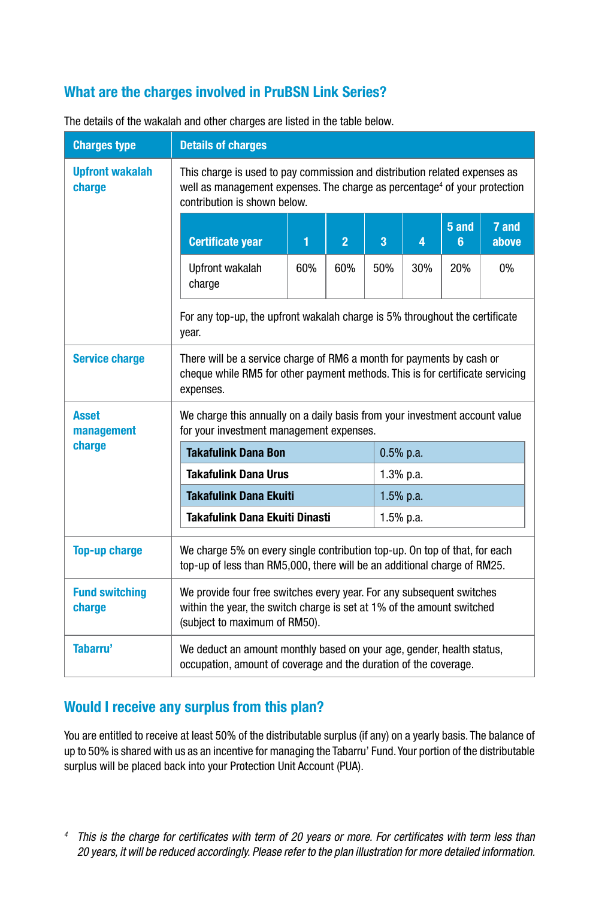## What are the charges involved in PruBSN Link Series?

The details of the wakalah and other charges are listed in the table below.

| Charges type | Details of charges |
|---|---|
| **Upfront wakalah charge** | This charge is used to pay commission and distribution related expenses as well as management expenses. The charge as percentage[4] of your protection contribution is shown below. |

| Certificate year | 1 | 2 | 3 | 4 | 5 and 6 | 7 and above |
|---|---|---|---|---|---|---|
| Upfront wakalah charge | 60% | 60% | 50% | 30% | 20% | 0% |

For any top-up, the upfront wakalah charge is 5% throughout the certificate year.

| Charges type | Details of charges |
|---|---|
| **Service charge** | There will be a service charge of RM6 a month for payments by cash or cheque while RM5 for other payment methods. This is for certificate servicing expenses. |
| **Asset management charge** | We charge this annually on a daily basis from your investment account value for your investment management expenses. |

| Fund | Charge |
|---|---|
| **Takafulink Dana Bon** | 0.5% p.a. |
| **Takafulink Dana Urus** | 1.3% p.a. |
| **Takafulink Dana Ekuiti** | 1.5% p.a. |
| **Takafulink Dana Ekuiti Dinasti** | 1.5% p.a. |

| Charges type | Details of charges |
|---|---|
| **Top-up charge** | We charge 5% on every single contribution top-up. On top of that, for each top-up of less than RM5,000, there will be an additional charge of RM25. |
| **Fund switching charge** | We provide four free switches every year. For any subsequent switches within the year, the switch charge is set at 1% of the amount switched (subject to maximum of RM50). |
| **Tabarru'** | We deduct an amount monthly based on your age, gender, health status, occupation, amount of coverage and the duration of the coverage. |

## Would I receive any surplus from this plan?

You are entitled to receive at least 50% of the distributable surplus (if any) on a yearly basis. The balance of up to 50% is shared with us as an incentive for managing the Tabarru' Fund. Your portion of the distributable surplus will be placed back into your Protection Unit Account (PUA).

[4] *This is the charge for certificates with term of 20 years or more. For certificates with term less than 20 years, it will be reduced accordingly. Please refer to the plan illustration for more detailed information.*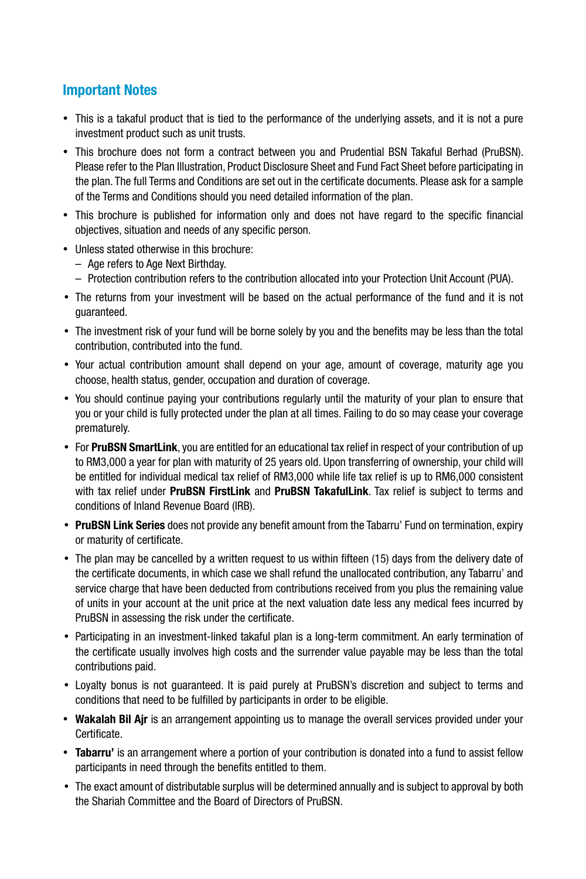## Important Notes

- This is a takaful product that is tied to the performance of the underlying assets, and it is not a pure investment product such as unit trusts.
- This brochure does not form a contract between you and Prudential BSN Takaful Berhad (PruBSN). Please refer to the Plan Illustration, Product Disclosure Sheet and Fund Fact Sheet before participating in the plan. The full Terms and Conditions are set out in the certificate documents. Please ask for a sample of the Terms and Conditions should you need detailed information of the plan.
- This brochure is published for information only and does not have regard to the specific financial objectives, situation and needs of any specific person.
- Unless stated otherwise in this brochure:
  - Age refers to Age Next Birthday.
  - Protection contribution refers to the contribution allocated into your Protection Unit Account (PUA).
- The returns from your investment will be based on the actual performance of the fund and it is not guaranteed.
- The investment risk of your fund will be borne solely by you and the benefits may be less than the total contribution, contributed into the fund.
- Your actual contribution amount shall depend on your age, amount of coverage, maturity age you choose, health status, gender, occupation and duration of coverage.
- You should continue paying your contributions regularly until the maturity of your plan to ensure that you or your child is fully protected under the plan at all times. Failing to do so may cease your coverage prematurely.
- For **PruBSN SmartLink**, you are entitled for an educational tax relief in respect of your contribution of up to RM3,000 a year for plan with maturity of 25 years old. Upon transferring of ownership, your child will be entitled for individual medical tax relief of RM3,000 while life tax relief is up to RM6,000 consistent with tax relief under **PruBSN FirstLink** and **PruBSN TakafulLink**. Tax relief is subject to terms and conditions of Inland Revenue Board (IRB).
- **PruBSN Link Series** does not provide any benefit amount from the Tabarru' Fund on termination, expiry or maturity of certificate.
- The plan may be cancelled by a written request to us within fifteen (15) days from the delivery date of the certificate documents, in which case we shall refund the unallocated contribution, any Tabarru' and service charge that have been deducted from contributions received from you plus the remaining value of units in your account at the unit price at the next valuation date less any medical fees incurred by PruBSN in assessing the risk under the certificate.
- Participating in an investment-linked takaful plan is a long-term commitment. An early termination of the certificate usually involves high costs and the surrender value payable may be less than the total contributions paid.
- Loyalty bonus is not guaranteed. It is paid purely at PruBSN's discretion and subject to terms and conditions that need to be fulfilled by participants in order to be eligible.
- **Wakalah Bil Ajr** is an arrangement appointing us to manage the overall services provided under your Certificate.
- **Tabarru'** is an arrangement where a portion of your contribution is donated into a fund to assist fellow participants in need through the benefits entitled to them.
- The exact amount of distributable surplus will be determined annually and is subject to approval by both the Shariah Committee and the Board of Directors of PruBSN.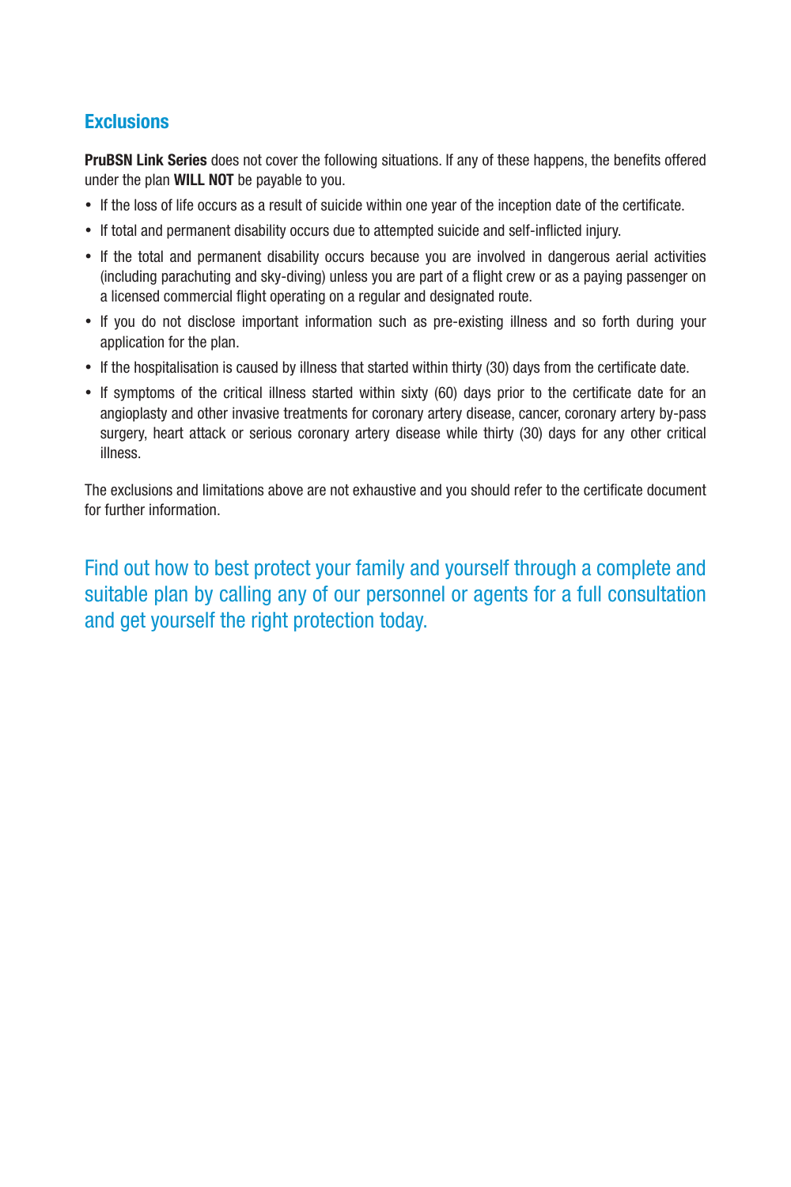## Exclusions

**PruBSN Link Series** does not cover the following situations. If any of these happens, the benefits offered under the plan **WILL NOT** be payable to you.

- If the loss of life occurs as a result of suicide within one year of the inception date of the certificate.
- If total and permanent disability occurs due to attempted suicide and self-inflicted injury.
- If the total and permanent disability occurs because you are involved in dangerous aerial activities (including parachuting and sky-diving) unless you are part of a flight crew or as a paying passenger on a licensed commercial flight operating on a regular and designated route.
- If you do not disclose important information such as pre-existing illness and so forth during your application for the plan.
- If the hospitalisation is caused by illness that started within thirty (30) days from the certificate date.
- If symptoms of the critical illness started within sixty (60) days prior to the certificate date for an angioplasty and other invasive treatments for coronary artery disease, cancer, coronary artery by-pass surgery, heart attack or serious coronary artery disease while thirty (30) days for any other critical illness.

The exclusions and limitations above are not exhaustive and you should refer to the certificate document for further information.

Find out how to best protect your family and yourself through a complete and suitable plan by calling any of our personnel or agents for a full consultation and get yourself the right protection today.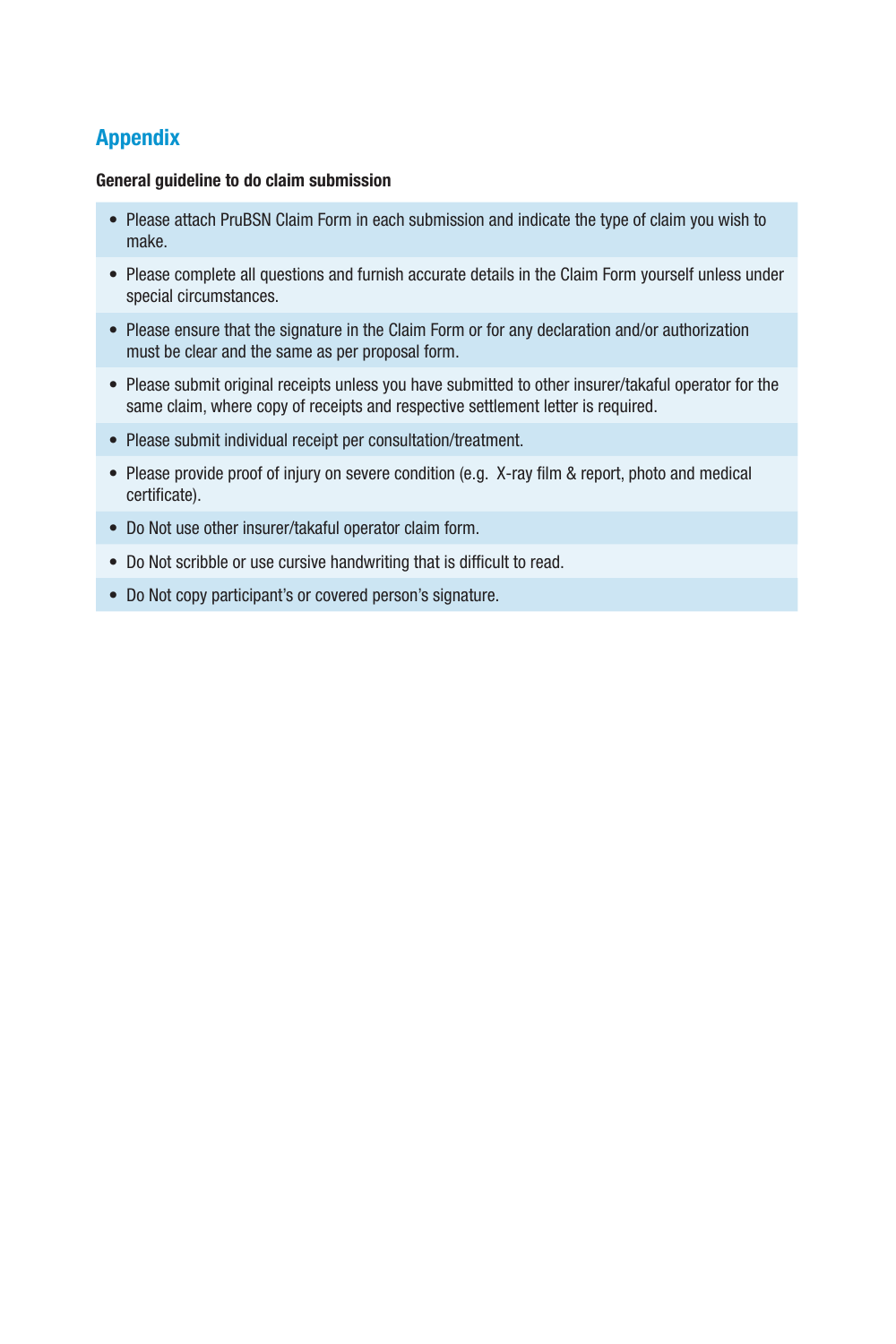## Appendix

**General guideline to do claim submission**

- Please attach PruBSN Claim Form in each submission and indicate the type of claim you wish to make.
- Please complete all questions and furnish accurate details in the Claim Form yourself unless under special circumstances.
- Please ensure that the signature in the Claim Form or for any declaration and/or authorization must be clear and the same as per proposal form.
- Please submit original receipts unless you have submitted to other insurer/takaful operator for the same claim, where copy of receipts and respective settlement letter is required.
- Please submit individual receipt per consultation/treatment.
- Please provide proof of injury on severe condition (e.g. X-ray film & report, photo and medical certificate).
- Do Not use other insurer/takaful operator claim form.
- Do Not scribble or use cursive handwriting that is difficult to read.
- Do Not copy participant's or covered person's signature.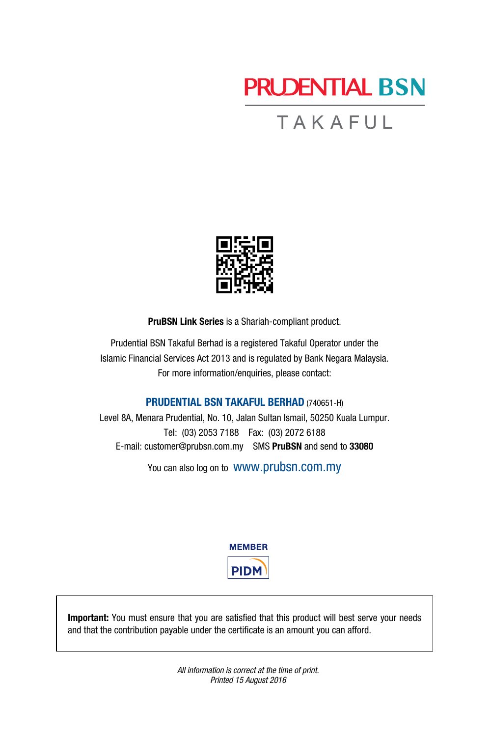PRUDENTIAL BSN

TAKAFUL

**PruBSN Link Series** is a Shariah-compliant product.

Prudential BSN Takaful Berhad is a registered Takaful Operator under the Islamic Financial Services Act 2013 and is regulated by Bank Negara Malaysia. For more information/enquiries, please contact:

**PRUDENTIAL BSN TAKAFUL BERHAD** (740651-H)

Level 8A, Menara Prudential, No. 10, Jalan Sultan Ismail, 50250 Kuala Lumpur.

Tel: (03) 2053 7188 Fax: (03) 2072 6188

E-mail: customer@prubsn.com.my SMS **PruBSN** and send to **33080**

You can also log on to www.prubsn.com.my

MEMBER

PIDM

**Important:** You must ensure that you are satisfied that this product will best serve your needs and that the contribution payable under the certificate is an amount you can afford.

*All information is correct at the time of print.*
*Printed 15 August 2016*